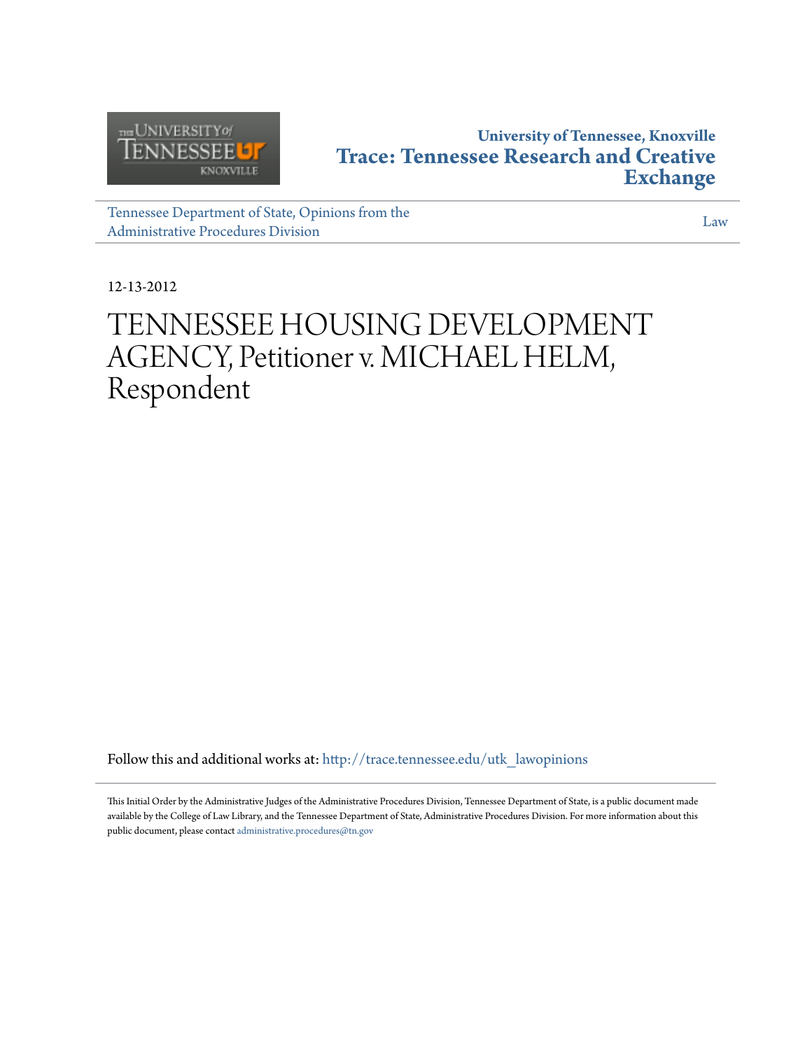University of Tennessee, Knoxville

**Trace: Tennessee Research and Creative Exchange**

Tennessee Department of State, Opinions from the Administrative Procedures Division

Law

12-13-2012

# TENNESSEE HOUSING DEVELOPMENT AGENCY, Petitioner v. MICHAEL HELM, Respondent

Follow this and additional works at: http://trace.tennessee.edu/utk_lawopinions

This Initial Order by the Administrative Judges of the Administrative Procedures Division, Tennessee Department of State, is a public document made available by the College of Law Library, and the Tennessee Department of State, Administrative Procedures Division. For more information about this public document, please contact administrative.procedures@tn.gov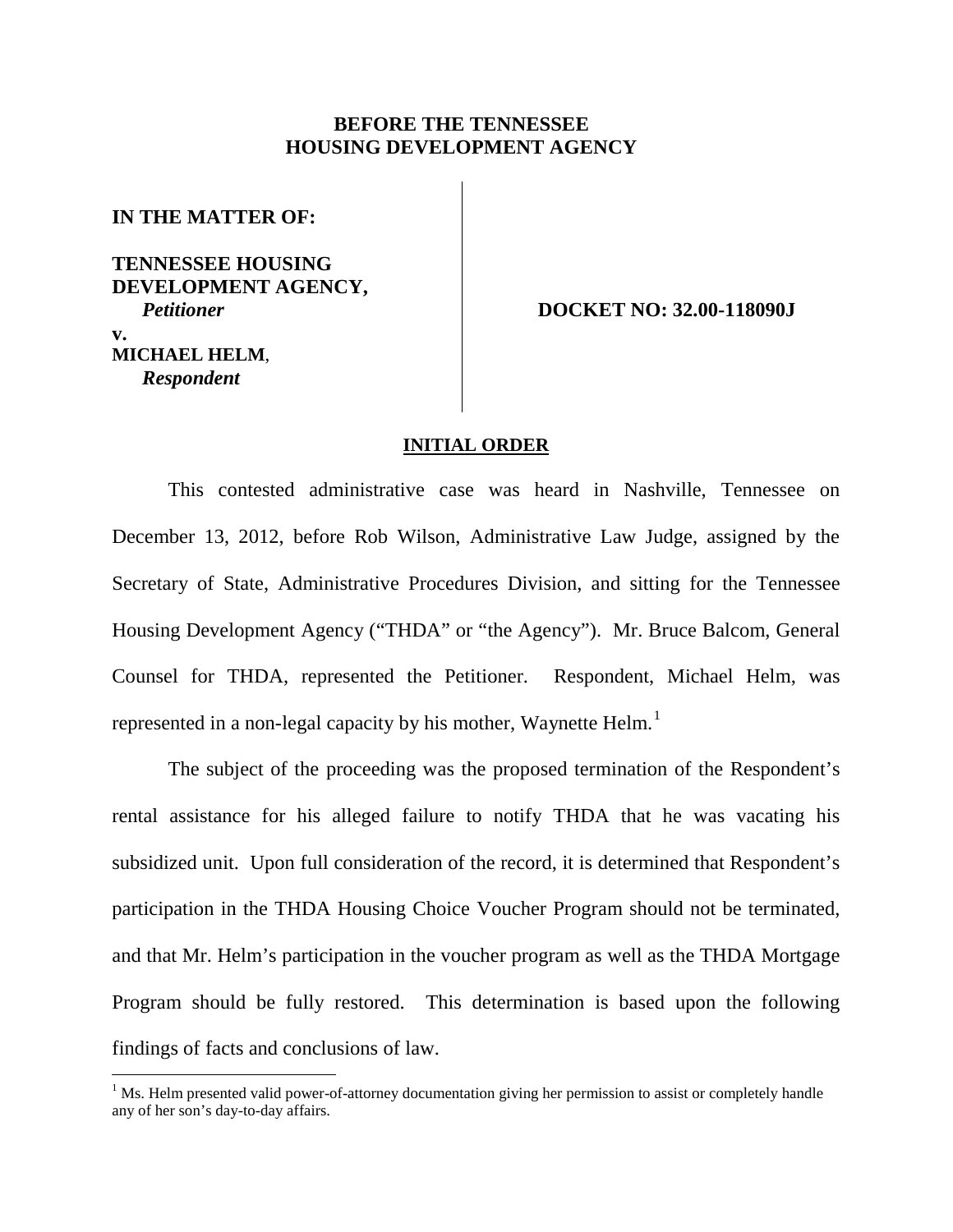**BEFORE THE TENNESSEE HOUSING DEVELOPMENT AGENCY**

**IN THE MATTER OF:**

**TENNESSEE HOUSING DEVELOPMENT AGENCY,**
***Petitioner***

**v.**

**MICHAEL HELM**,
***Respondent***

**DOCKET NO: 32.00-118090J**

## INITIAL ORDER

This contested administrative case was heard in Nashville, Tennessee on December 13, 2012, before Rob Wilson, Administrative Law Judge, assigned by the Secretary of State, Administrative Procedures Division, and sitting for the Tennessee Housing Development Agency ("THDA" or "the Agency"). Mr. Bruce Balcom, General Counsel for THDA, represented the Petitioner. Respondent, Michael Helm, was represented in a non-legal capacity by his mother, Waynette Helm.[1]

The subject of the proceeding was the proposed termination of the Respondent's rental assistance for his alleged failure to notify THDA that he was vacating his subsidized unit. Upon full consideration of the record, it is determined that Respondent's participation in the THDA Housing Choice Voucher Program should not be terminated, and that Mr. Helm's participation in the voucher program as well as the THDA Mortgage Program should be fully restored. This determination is based upon the following findings of facts and conclusions of law.

[1] Ms. Helm presented valid power-of-attorney documentation giving her permission to assist or completely handle any of her son's day-to-day affairs.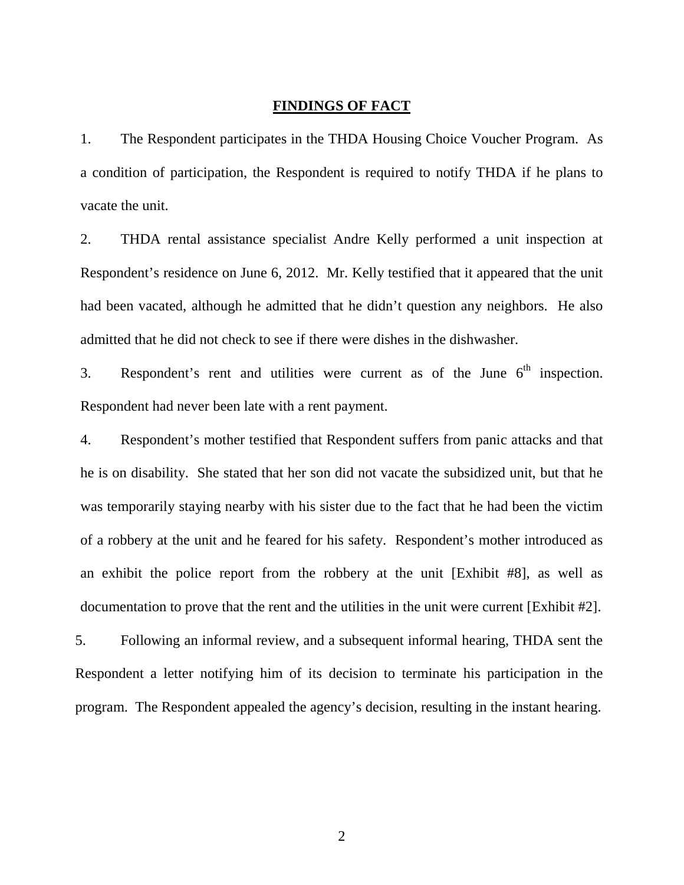## FINDINGS OF FACT

1. The Respondent participates in the THDA Housing Choice Voucher Program. As a condition of participation, the Respondent is required to notify THDA if he plans to vacate the unit.

2. THDA rental assistance specialist Andre Kelly performed a unit inspection at Respondent's residence on June 6, 2012. Mr. Kelly testified that it appeared that the unit had been vacated, although he admitted that he didn't question any neighbors. He also admitted that he did not check to see if there were dishes in the dishwasher.

3. Respondent's rent and utilities were current as of the June 6th inspection. Respondent had never been late with a rent payment.

4. Respondent's mother testified that Respondent suffers from panic attacks and that he is on disability. She stated that her son did not vacate the subsidized unit, but that he was temporarily staying nearby with his sister due to the fact that he had been the victim of a robbery at the unit and he feared for his safety. Respondent's mother introduced as an exhibit the police report from the robbery at the unit [Exhibit #8], as well as documentation to prove that the rent and the utilities in the unit were current [Exhibit #2].

5. Following an informal review, and a subsequent informal hearing, THDA sent the Respondent a letter notifying him of its decision to terminate his participation in the program. The Respondent appealed the agency's decision, resulting in the instant hearing.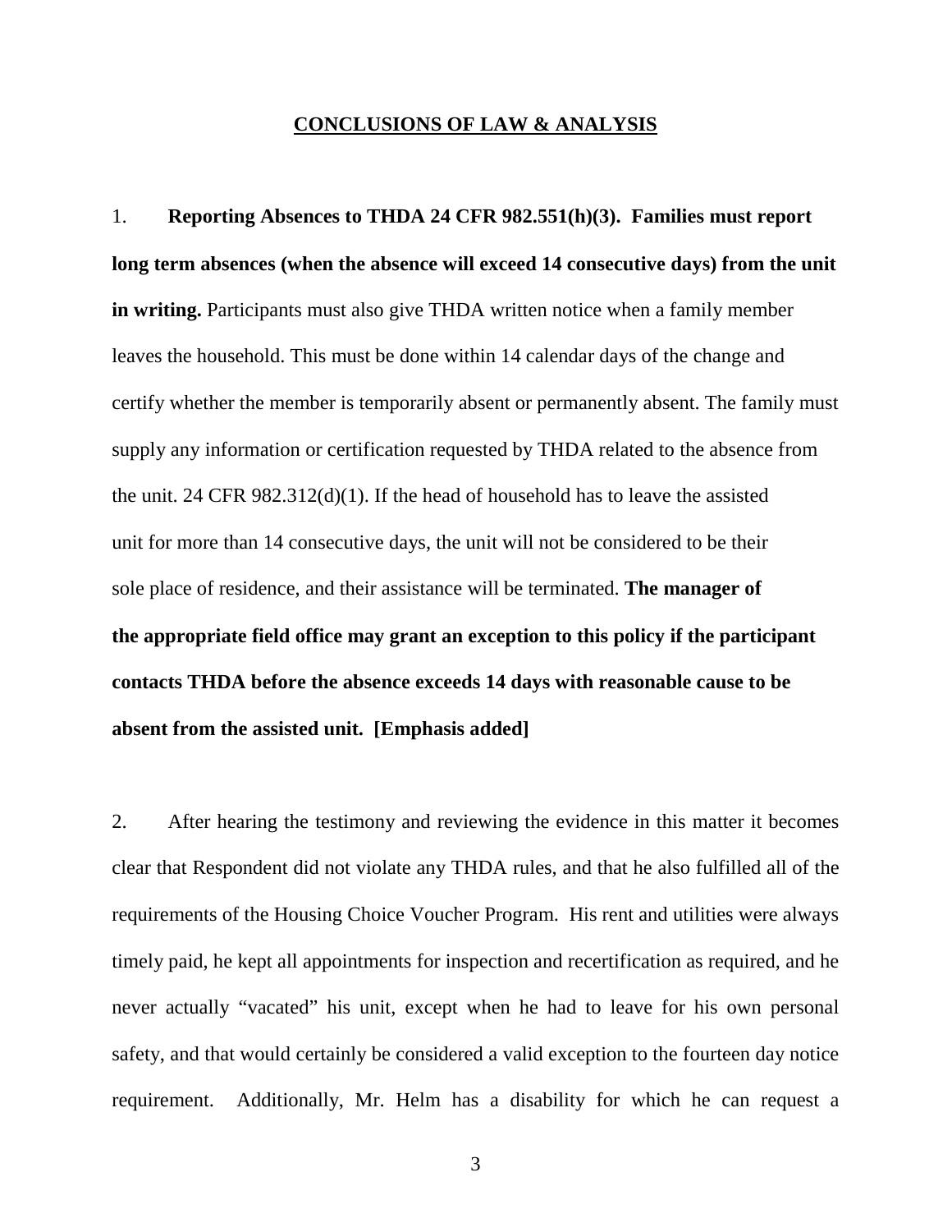## CONCLUSIONS OF LAW & ANALYSIS

1. **Reporting Absences to THDA 24 CFR 982.551(h)(3). Families must report long term absences (when the absence will exceed 14 consecutive days) from the unit in writing.** Participants must also give THDA written notice when a family member leaves the household. This must be done within 14 calendar days of the change and certify whether the member is temporarily absent or permanently absent. The family must supply any information or certification requested by THDA related to the absence from the unit. 24 CFR 982.312(d)(1). If the head of household has to leave the assisted unit for more than 14 consecutive days, the unit will not be considered to be their sole place of residence, and their assistance will be terminated. **The manager of the appropriate field office may grant an exception to this policy if the participant contacts THDA before the absence exceeds 14 days with reasonable cause to be absent from the assisted unit. [Emphasis added]**

2. After hearing the testimony and reviewing the evidence in this matter it becomes clear that Respondent did not violate any THDA rules, and that he also fulfilled all of the requirements of the Housing Choice Voucher Program. His rent and utilities were always timely paid, he kept all appointments for inspection and recertification as required, and he never actually "vacated" his unit, except when he had to leave for his own personal safety, and that would certainly be considered a valid exception to the fourteen day notice requirement. Additionally, Mr. Helm has a disability for which he can request a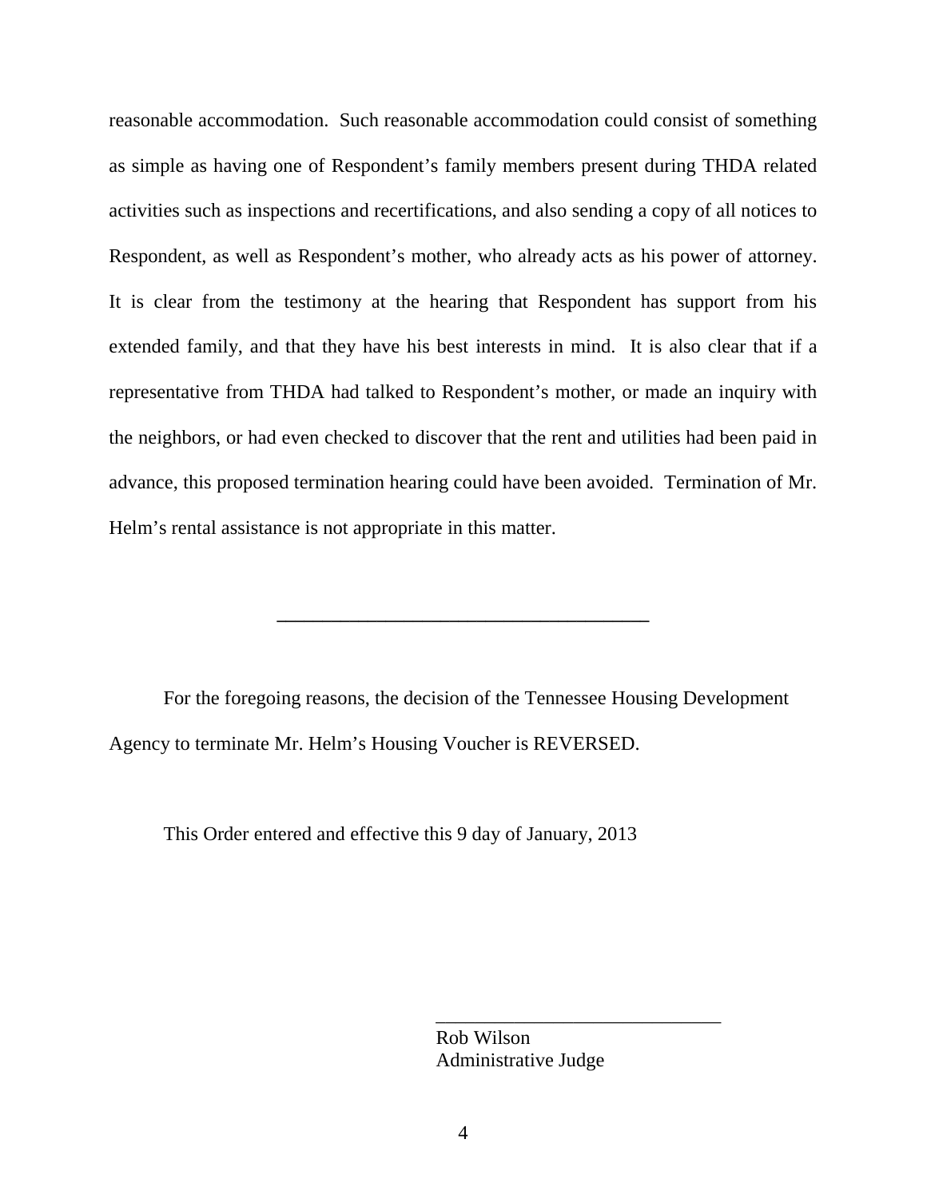reasonable accommodation. Such reasonable accommodation could consist of something as simple as having one of Respondent's family members present during THDA related activities such as inspections and recertifications, and also sending a copy of all notices to Respondent, as well as Respondent's mother, who already acts as his power of attorney. It is clear from the testimony at the hearing that Respondent has support from his extended family, and that they have his best interests in mind. It is also clear that if a representative from THDA had talked to Respondent's mother, or made an inquiry with the neighbors, or had even checked to discover that the rent and utilities had been paid in advance, this proposed termination hearing could have been avoided. Termination of Mr. Helm's rental assistance is not appropriate in this matter.

---

For the foregoing reasons, the decision of the Tennessee Housing Development Agency to terminate Mr. Helm's Housing Voucher is REVERSED.

This Order entered and effective this 9 day of January, 2013

_____________________________

Rob Wilson
Administrative Judge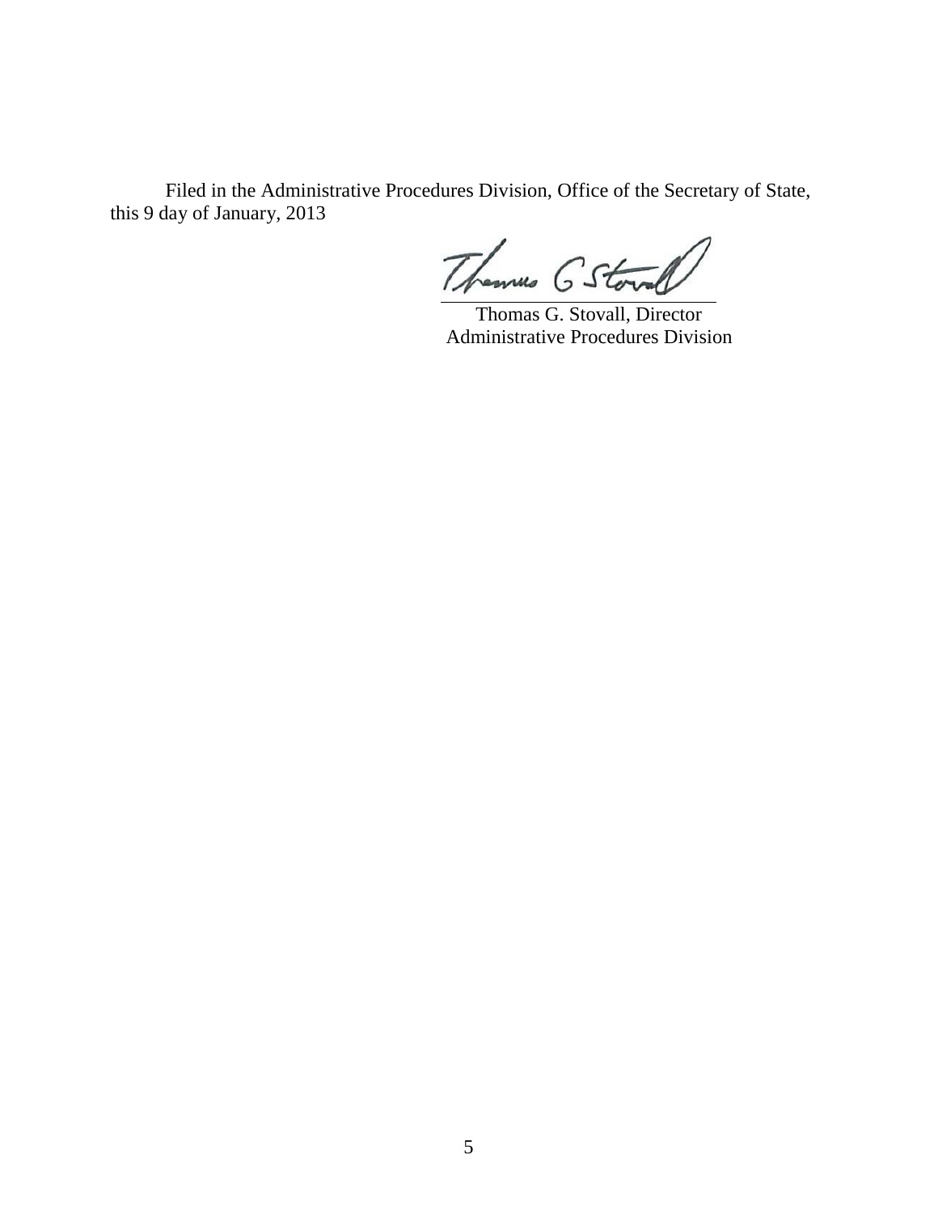Filed in the Administrative Procedures Division, Office of the Secretary of State, this 9 day of January, 2013

Thomas G. Stovall, Director
Administrative Procedures Division